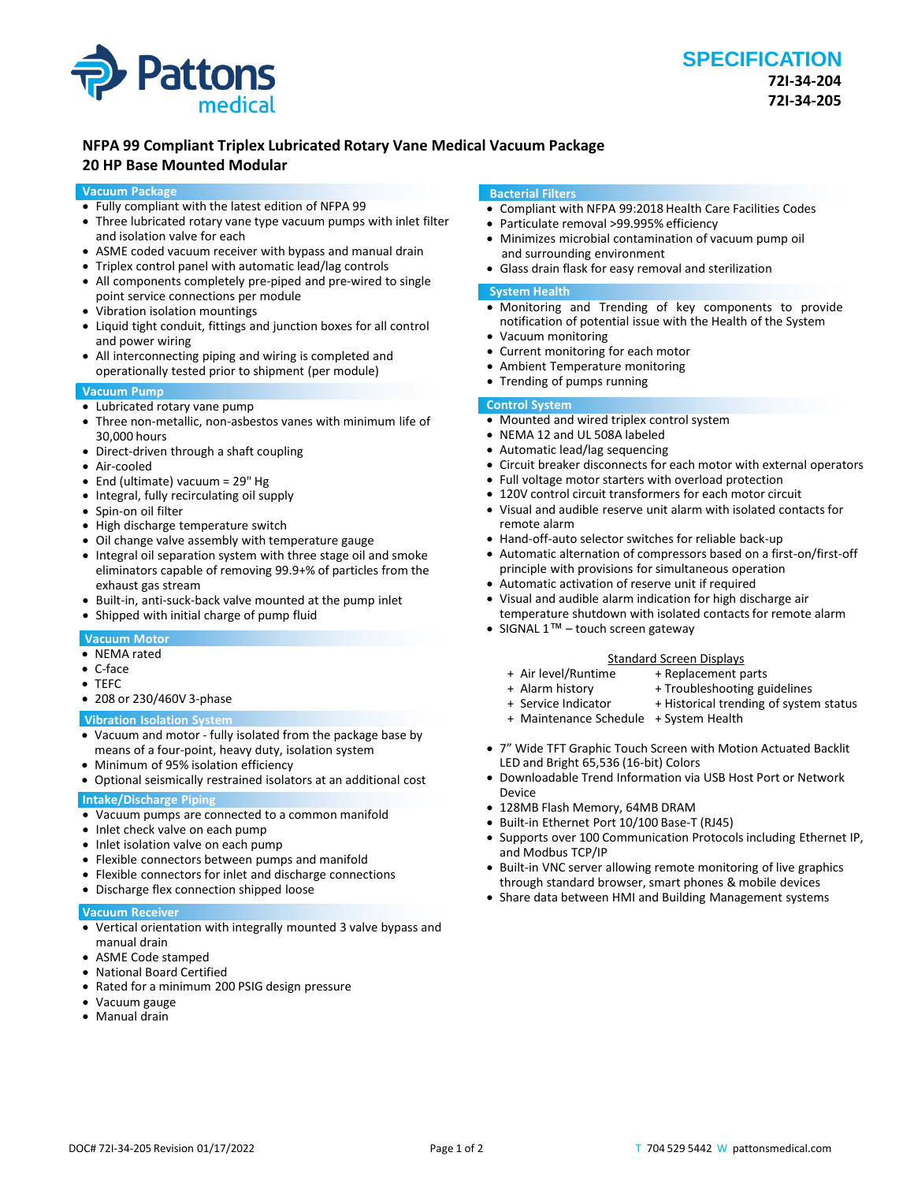# SPECIFICATION

**72I-34-204**
**72I-34-205**

## NFPA 99 Compliant Triplex Lubricated Rotary Vane Medical Vacuum Package
## 20 HP Base Mounted Modular

### Vacuum Package

- Fully compliant with the latest edition of NFPA 99
- Three lubricated rotary vane type vacuum pumps with inlet filter and isolation valve for each
- ASME coded vacuum receiver with bypass and manual drain
- Triplex control panel with automatic lead/lag controls
- All components completely pre-piped and pre-wired to single point service connections per module
- Vibration isolation mountings
- Liquid tight conduit, fittings and junction boxes for all control and power wiring
- All interconnecting piping and wiring is completed and operationally tested prior to shipment (per module)

### Vacuum Pump

- Lubricated rotary vane pump
- Three non-metallic, non-asbestos vanes with minimum life of 30,000 hours
- Direct-driven through a shaft coupling
- Air-cooled
- End (ultimate) vacuum = 29" Hg
- Integral, fully recirculating oil supply
- Spin-on oil filter
- High discharge temperature switch
- Oil change valve assembly with temperature gauge
- Integral oil separation system with three stage oil and smoke eliminators capable of removing 99.9+% of particles from the exhaust gas stream
- Built-in, anti-suck-back valve mounted at the pump inlet
- Shipped with initial charge of pump fluid

### Vacuum Motor

- NEMA rated
- C-face
- TEFC
- 208 or 230/460V 3-phase

### Vibration Isolation System

- Vacuum and motor - fully isolated from the package base by means of a four-point, heavy duty, isolation system
- Minimum of 95% isolation efficiency
- Optional seismically restrained isolators at an additional cost

### Intake/Discharge Piping

- Vacuum pumps are connected to a common manifold
- Inlet check valve on each pump
- Inlet isolation valve on each pump
- Flexible connectors between pumps and manifold
- Flexible connectors for inlet and discharge connections
- Discharge flex connection shipped loose

### Vacuum Receiver

- Vertical orientation with integrally mounted 3 valve bypass and manual drain
- ASME Code stamped
- National Board Certified
- Rated for a minimum 200 PSIG design pressure
- Vacuum gauge
- Manual drain

### Bacterial Filters

- Compliant with NFPA 99:2018 Health Care Facilities Codes
- Particulate removal >99.995% efficiency
- Minimizes microbial contamination of vacuum pump oil and surrounding environment
- Glass drain flask for easy removal and sterilization

### System Health

- Monitoring and Trending of key components to provide notification of potential issue with the Health of the System
- Vacuum monitoring
- Current monitoring for each motor
- Ambient Temperature monitoring
- Trending of pumps running

### Control System

- Mounted and wired triplex control system
- NEMA 12 and UL 508A labeled
- Automatic lead/lag sequencing
- Circuit breaker disconnects for each motor with external operators
- Full voltage motor starters with overload protection
- 120V control circuit transformers for each motor circuit
- Visual and audible reserve unit alarm with isolated contacts for remote alarm
- Hand-off-auto selector switches for reliable back-up
- Automatic alternation of compressors based on a first-on/first-off principle with provisions for simultaneous operation
- Automatic activation of reserve unit if required
- Visual and audible alarm indication for high discharge air temperature shutdown with isolated contacts for remote alarm
- SIGNAL 1™ – touch screen gateway

<u>Standard Screen Displays</u>

- + Air level/Runtime
- + Alarm history
- + Service Indicator
- + Maintenance Schedule
- + Replacement parts
- + Troubleshooting guidelines
- + Historical trending of system status
- + System Health

- 7" Wide TFT Graphic Touch Screen with Motion Actuated Backlit LED and Bright 65,536 (16-bit) Colors
- Downloadable Trend Information via USB Host Port or Network Device
- 128MB Flash Memory, 64MB DRAM
- Built-in Ethernet Port 10/100 Base-T (RJ45)
- Supports over 100 Communication Protocols including Ethernet IP, and Modbus TCP/IP
- Built-in VNC server allowing remote monitoring of live graphics through standard browser, smart phones & mobile devices
- Share data between HMI and Building Management systems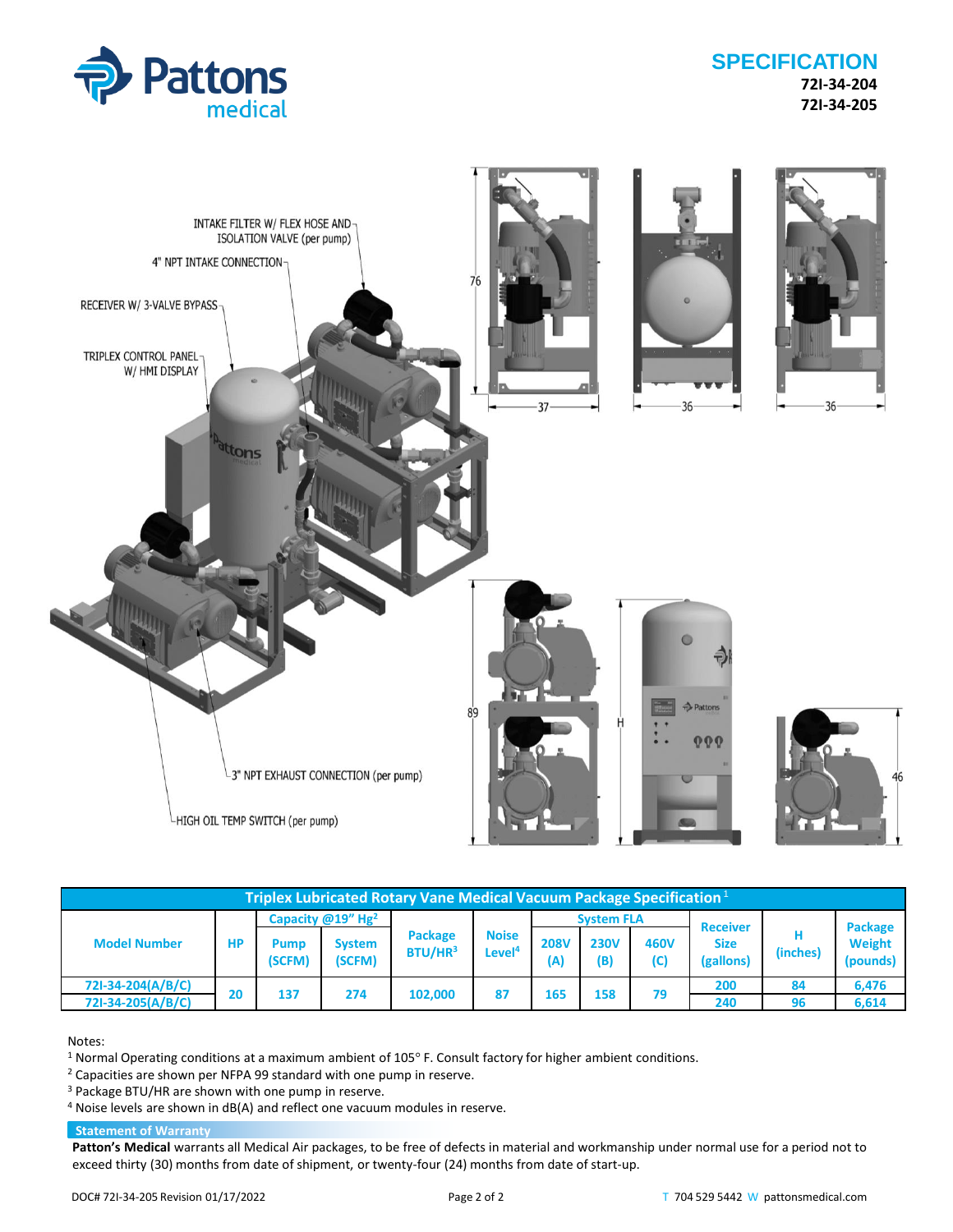# SPECIFICATION
**72I-34-204**
**72I-34-205**

INTAKE FILTER W/ FLEX HOSE AND ISOLATION VALVE (per pump)

4" NPT INTAKE CONNECTION

RECEIVER W/ 3-VALVE BYPASS

TRIPLEX CONTROL PANEL W/ HMI DISPLAY

3" NPT EXHAUST CONNECTION (per pump)

HIGH OIL TEMP SWITCH (per pump)

76

37

36

36

89

H

46

| Triplex Lubricated Rotary Vane Medical Vacuum Package Specification[1] | | | | | | | | | | | |
|---|---|---|---|---|---|---|---|---|---|---|---|
| Model Number | HP | Capacity @19" Hg[2] | | Package BTU/HR[3] | Noise Level[4] | System FLA | | | Receiver Size (gallons) | H (inches) | Package Weight (pounds) |
| | | Pump (SCFM) | System (SCFM) | | | 208V (A) | 230V (B) | 460V (C) | | | |
| 72I-34-204(A/B/C) | 20 | 137 | 274 | 102,000 | 87 | 165 | 158 | 79 | 200 | 84 | 6,476 |
| 72I-34-205(A/B/C) | 20 | 137 | 274 | 102,000 | 87 | 165 | 158 | 79 | 240 | 96 | 6,614 |

Notes:

[1] Normal Operating conditions at a maximum ambient of 105° F. Consult factory for higher ambient conditions.

[2] Capacities are shown per NFPA 99 standard with one pump in reserve.

[3] Package BTU/HR are shown with one pump in reserve.

[4] Noise levels are shown in dB(A) and reflect one vacuum modules in reserve.

## Statement of Warranty

**Patton's Medical** warrants all Medical Air packages, to be free of defects in material and workmanship under normal use for a period not to exceed thirty (30) months from date of shipment, or twenty-four (24) months from date of start-up.

DOC# 72I-34-205 Revision 01/17/2022

T 704 529 5442 W pattonsmedical.com